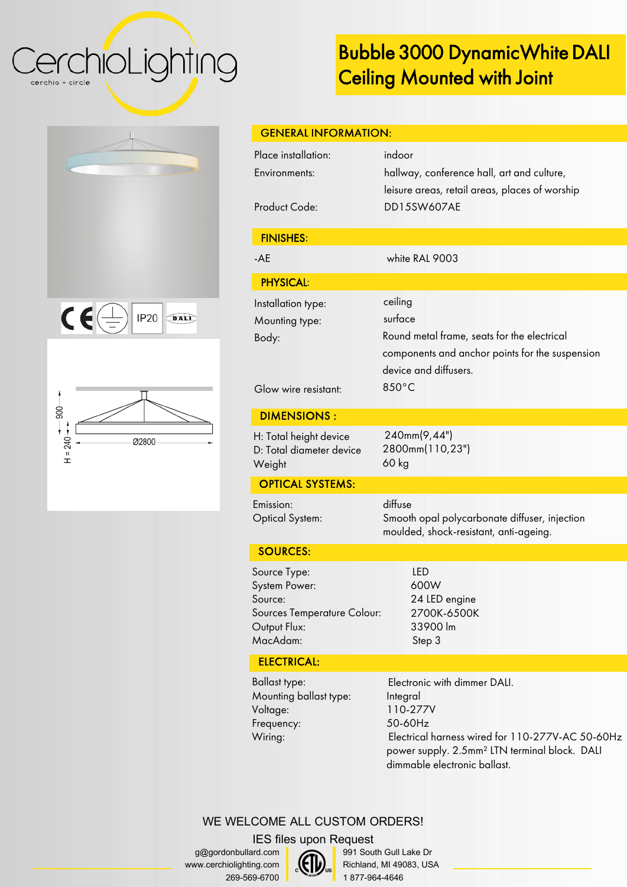CerchioLighting
cerchio = circle

# Bubble 3000 DynamicWhite DALI Ceiling Mounted with Joint

IP20

900
H = 240
Ø2800

## GENERAL INFORMATION:

| | |
|---|---|
| Place installation: | indoor |
| Environments: | hallway, conference hall, art and culture, leisure areas, retail areas, places of worship |
| Product Code: | DD15SW607AE |

## FINISHES:

| | |
|---|---|
| -AE | white RAL 9003 |

## PHYSICAL:

| | |
|---|---|
| Installation type: | ceiling |
| Mounting type: | surface |
| Body: | Round metal frame, seats for the electrical components and anchor points for the suspension device and diffusers. |
| Glow wire resistant: | 850°C |

## DIMENSIONS :

| | |
|---|---|
| H: Total height device | 240mm(9,44") |
| D: Total diameter device | 2800mm(110,23") |
| Weight | 60 kg |

## OPTICAL SYSTEMS:

| | |
|---|---|
| Emission: | diffuse |
| Optical System: | Smooth opal polycarbonate diffuser, injection moulded, shock-resistant, anti-ageing. |

## SOURCES:

| | |
|---|---|
| Source Type: | LED |
| System Power: | 600W |
| Source: | 24 LED engine |
| Sources Temperature Colour: | 2700K-6500K |
| Output Flux: | 33900 lm |
| MacAdam: | Step 3 |

## ELECTRICAL:

| | |
|---|---|
| Ballast type: | Electronic with dimmer DALI. |
| Mounting ballast type: | Integral |
| Voltage: | 110-277V |
| Frequency: | 50-60Hz |
| Wiring: | Electrical harness wired for 110-277V-AC 50-60Hz power supply. 2.5mm² LTN terminal block. DALI dimmable electronic ballast. |

WE WELCOME ALL CUSTOM ORDERS!

IES files upon Request

g@gordonbullard.com
www.cerchiolighting.com
269-569-6700

991 South Gull Lake Dr
Richland, MI 49083, USA
1 877-964-4646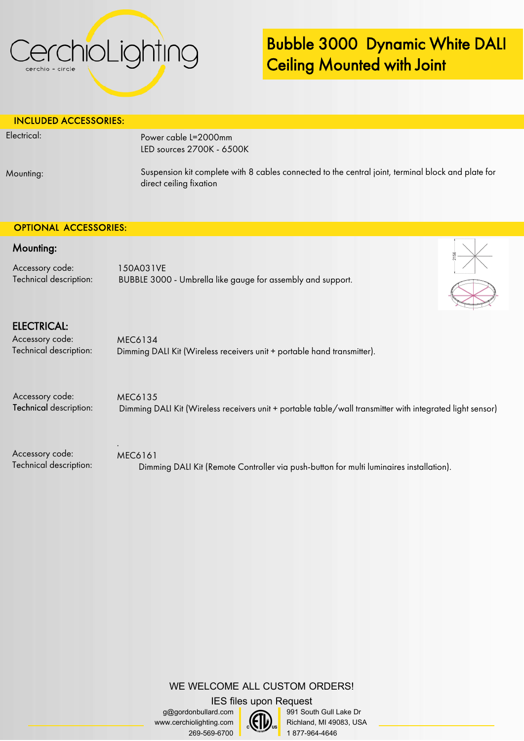# Bubble 3000 Dynamic White DALI Ceiling Mounted with Joint

## INCLUDED ACCESSORIES:

| | |
|---|---|
| Electrical: | Power cable L=2000mm<br>LED sources 2700K - 6500K |
| Mounting: | Suspension kit complete with 8 cables connected to the central joint, terminal block and plate for direct ceiling fixation |

## OPTIONAL ACCESSORIES:

### Mounting:

Accessory code: 150A031VE
Technical description: BUBBLE 3000 - Umbrella like gauge for assembly and support.

2156

### ELECTRICAL:

Accessory code: MEC6134
Technical description: Dimming DALI Kit (Wireless receivers unit + portable hand transmitter).

Accessory code: MEC6135
Technical description: Dimming DALI Kit (Wireless receivers unit + portable table/wall transmitter with integrated light sensor)

Accessory code: MEC6161
Technical description: Dimming DALI Kit (Remote Controller via push-button for multi luminaires installation).

WE WELCOME ALL CUSTOM ORDERS!

IES files upon Request

g@gordonbullard.com
www.cerchiolighting.com
269-569-6700

991 South Gull Lake Dr
Richland, MI 49083, USA
1 877-964-4646